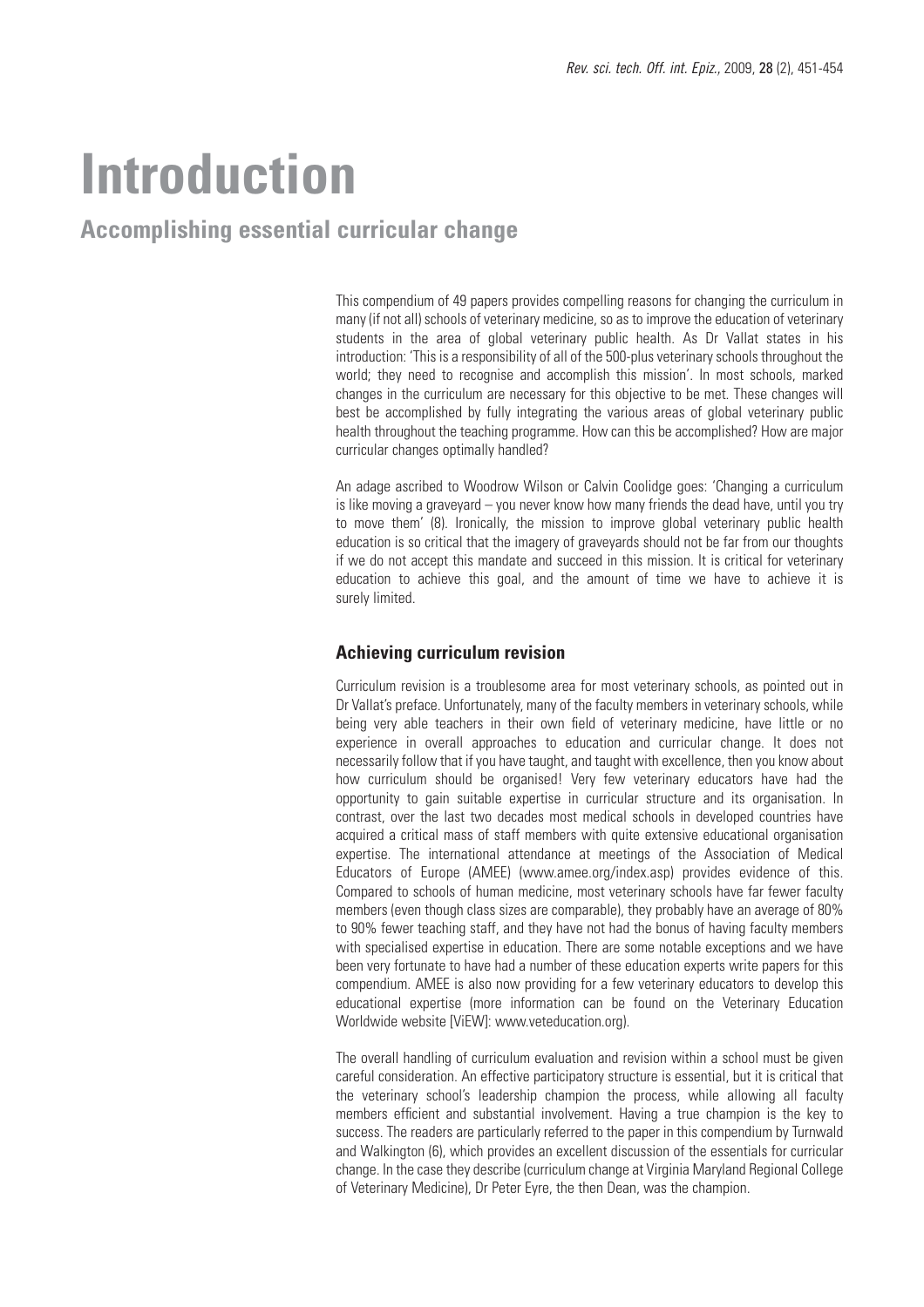# Introduction

## Accomplishing essential curricular change

This compendium of 49 papers provides compelling reasons for changing the curriculum in many (if not all) schools of veterinary medicine, so as to improve the education of veterinary students in the area of global veterinary public health. As Dr Vallat states in his introduction: 'This is a responsibility of all of the 500-plus veterinary schools throughout the world; they need to recognise and accomplish this mission'. In most schools, marked changes in the curriculum are necessary for this objective to be met. These changes will best be accomplished by fully integrating the various areas of global veterinary public health throughout the teaching programme. How can this be accomplished? How are major curricular changes optimally handled?

An adage ascribed to Woodrow Wilson or Calvin Coolidge goes: 'Changing a curriculum is like moving a graveyard – you never know how many friends the dead have, until you try to move them' (8). Ironically, the mission to improve global veterinary public health education is so critical that the imagery of graveyards should not be far from our thoughts if we do not accept this mandate and succeed in this mission. It is critical for veterinary education to achieve this goal, and the amount of time we have to achieve it is surely limited.

### Achieving curriculum revision

Curriculum revision is a troublesome area for most veterinary schools, as pointed out in Dr Vallat's preface. Unfortunately, many of the faculty members in veterinary schools, while being very able teachers in their own field of veterinary medicine, have little or no experience in overall approaches to education and curricular change. It does not necessarily follow that if you have taught, and taught with excellence, then you know about how curriculum should be organised! Very few veterinary educators have had the opportunity to gain suitable expertise in curricular structure and its organisation. In contrast, over the last two decades most medical schools in developed countries have acquired a critical mass of staff members with quite extensive educational organisation expertise. The international attendance at meetings of the Association of Medical Educators of Europe (AMEE) (www.amee.org/index.asp) provides evidence of this. Compared to schools of human medicine, most veterinary schools have far fewer faculty members (even though class sizes are comparable), they probably have an average of 80% to 90% fewer teaching staff, and they have not had the bonus of having faculty members with specialised expertise in education. There are some notable exceptions and we have been very fortunate to have had a number of these education experts write papers for this compendium. AMEE is also now providing for a few veterinary educators to develop this educational expertise (more information can be found on the Veterinary Education Worldwide website [ViEW]: www.veteducation.org).

The overall handling of curriculum evaluation and revision within a school must be given careful consideration. An effective participatory structure is essential, but it is critical that the veterinary school's leadership champion the process, while allowing all faculty members efficient and substantial involvement. Having a true champion is the key to success. The readers are particularly referred to the paper in this compendium by Turnwald and Walkington (6), which provides an excellent discussion of the essentials for curricular change. In the case they describe (curriculum change at Virginia Maryland Regional College of Veterinary Medicine), Dr Peter Eyre, the then Dean, was the champion.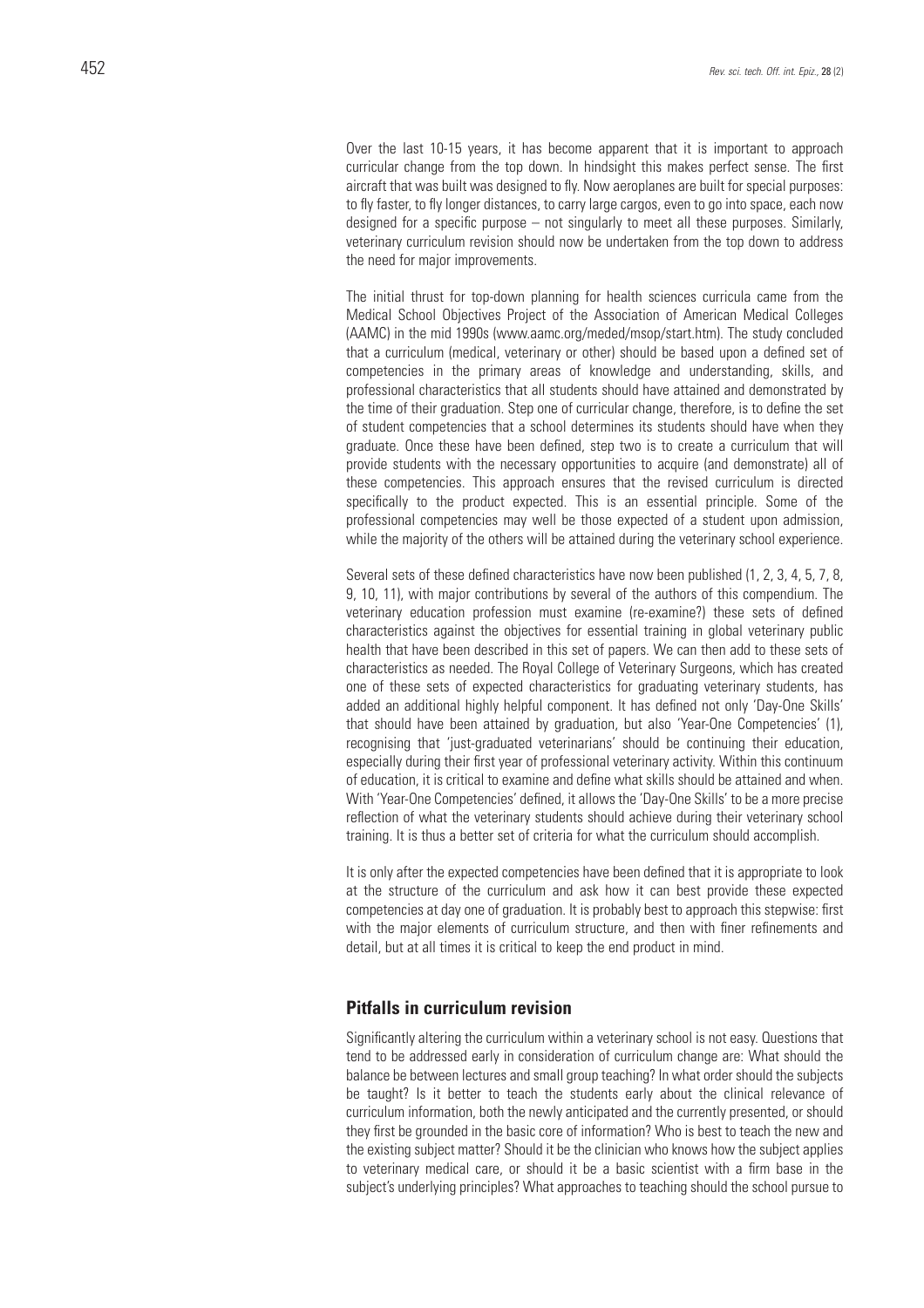Over the last 10-15 years, it has become apparent that it is important to approach curricular change from the top down. In hindsight this makes perfect sense. The first aircraft that was built was designed to fly. Now aeroplanes are built for special purposes: to fly faster, to fly longer distances, to carry large cargos, even to go into space, each now designed for a specific purpose – not singularly to meet all these purposes. Similarly, veterinary curriculum revision should now be undertaken from the top down to address the need for major improvements.

The initial thrust for top-down planning for health sciences curricula came from the Medical School Objectives Project of the Association of American Medical Colleges (AAMC) in the mid 1990s (www.aamc.org/meded/msop/start.htm). The study concluded that a curriculum (medical, veterinary or other) should be based upon a defined set of competencies in the primary areas of knowledge and understanding, skills, and professional characteristics that all students should have attained and demonstrated by the time of their graduation. Step one of curricular change, therefore, is to define the set of student competencies that a school determines its students should have when they graduate. Once these have been defined, step two is to create a curriculum that will provide students with the necessary opportunities to acquire (and demonstrate) all of these competencies. This approach ensures that the revised curriculum is directed specifically to the product expected. This is an essential principle. Some of the professional competencies may well be those expected of a student upon admission, while the majority of the others will be attained during the veterinary school experience.

Several sets of these defined characteristics have now been published (1, 2, 3, 4, 5, 7, 8, 9, 10, 11), with major contributions by several of the authors of this compendium. The veterinary education profession must examine (re-examine?) these sets of defined characteristics against the objectives for essential training in global veterinary public health that have been described in this set of papers. We can then add to these sets of characteristics as needed. The Royal College of Veterinary Surgeons, which has created one of these sets of expected characteristics for graduating veterinary students, has added an additional highly helpful component. It has defined not only 'Day-One Skills' that should have been attained by graduation, but also 'Year-One Competencies' (1), recognising that 'just-graduated veterinarians' should be continuing their education, especially during their first year of professional veterinary activity. Within this continuum of education, it is critical to examine and define what skills should be attained and when. With 'Year-One Competencies' defined, it allows the 'Day-One Skills' to be a more precise reflection of what the veterinary students should achieve during their veterinary school training. It is thus a better set of criteria for what the curriculum should accomplish.

It is only after the expected competencies have been defined that it is appropriate to look at the structure of the curriculum and ask how it can best provide these expected competencies at day one of graduation. It is probably best to approach this stepwise: first with the major elements of curriculum structure, and then with finer refinements and detail, but at all times it is critical to keep the end product in mind.

## Pitfalls in curriculum revision

Significantly altering the curriculum within a veterinary school is not easy. Questions that tend to be addressed early in consideration of curriculum change are: What should the balance be between lectures and small group teaching? In what order should the subjects be taught? Is it better to teach the students early about the clinical relevance of curriculum information, both the newly anticipated and the currently presented, or should they first be grounded in the basic core of information? Who is best to teach the new and the existing subject matter? Should it be the clinician who knows how the subject applies to veterinary medical care, or should it be a basic scientist with a firm base in the subject's underlying principles? What approaches to teaching should the school pursue to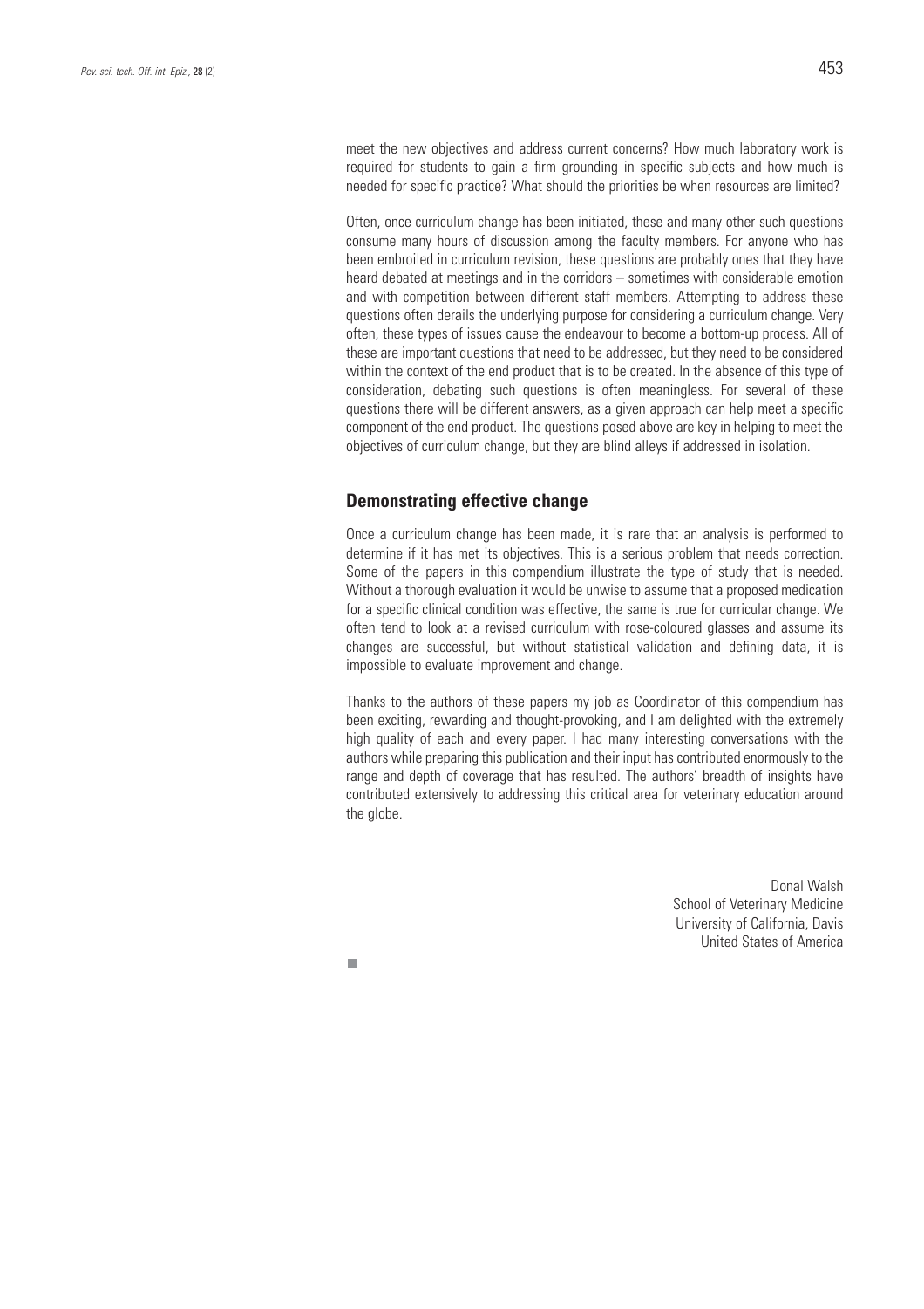meet the new objectives and address current concerns? How much laboratory work is required for students to gain a firm grounding in specific subjects and how much is needed for specific practice? What should the priorities be when resources are limited?

Often, once curriculum change has been initiated, these and many other such questions consume many hours of discussion among the faculty members. For anyone who has been embroiled in curriculum revision, these questions are probably ones that they have heard debated at meetings and in the corridors – sometimes with considerable emotion and with competition between different staff members. Attempting to address these questions often derails the underlying purpose for considering a curriculum change. Very often, these types of issues cause the endeavour to become a bottom-up process. All of these are important questions that need to be addressed, but they need to be considered within the context of the end product that is to be created. In the absence of this type of consideration, debating such questions is often meaningless. For several of these questions there will be different answers, as a given approach can help meet a specific component of the end product. The questions posed above are key in helping to meet the objectives of curriculum change, but they are blind alleys if addressed in isolation.

## Demonstrating effective change

Once a curriculum change has been made, it is rare that an analysis is performed to determine if it has met its objectives. This is a serious problem that needs correction. Some of the papers in this compendium illustrate the type of study that is needed. Without a thorough evaluation it would be unwise to assume that a proposed medication for a specific clinical condition was effective, the same is true for curricular change. We often tend to look at a revised curriculum with rose-coloured glasses and assume its changes are successful, but without statistical validation and defining data, it is impossible to evaluate improvement and change.

Thanks to the authors of these papers my job as Coordinator of this compendium has been exciting, rewarding and thought-provoking, and I am delighted with the extremely high quality of each and every paper. I had many interesting conversations with the authors while preparing this publication and their input has contributed enormously to the range and depth of coverage that has resulted. The authors' breadth of insights have contributed extensively to addressing this critical area for veterinary education around the globe.

Donal Walsh
School of Veterinary Medicine
University of California, Davis
United States of America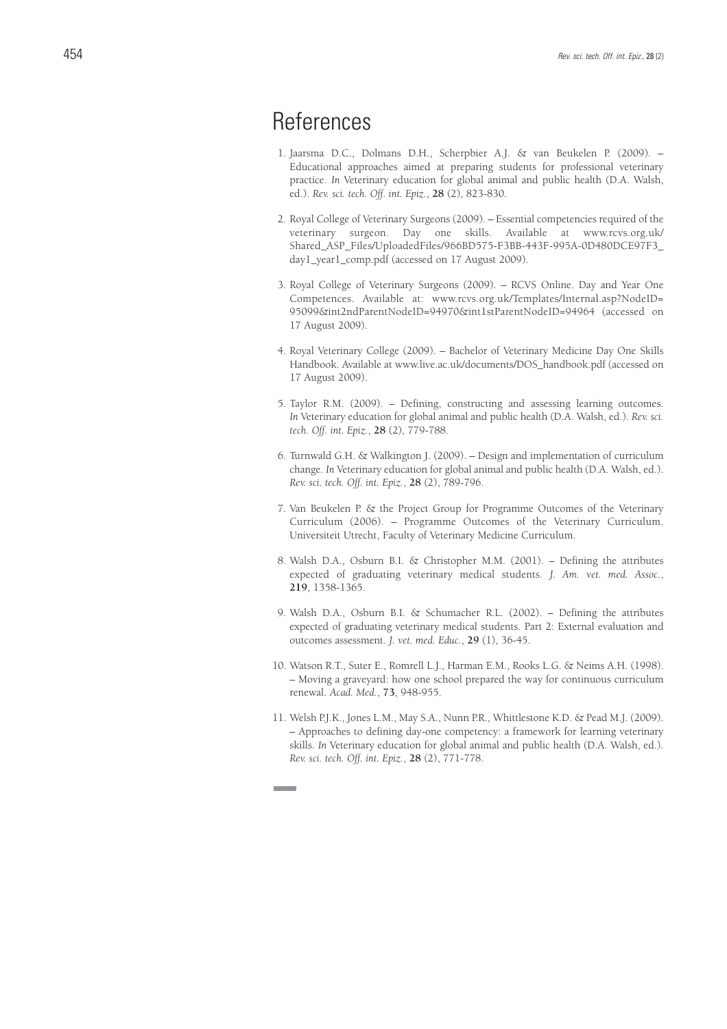# References

1. Jaarsma D.C., Dolmans D.H., Scherpbier A.J. & van Beukelen P. (2009). – Educational approaches aimed at preparing students for professional veterinary practice. *In* Veterinary education for global animal and public health (D.A. Walsh, ed.). *Rev. sci. tech. Off. int. Epiz.*, **28** (2), 823-830.

2. Royal College of Veterinary Surgeons (2009). – Essential competencies required of the veterinary surgeon. Day one skills. Available at www.rcvs.org.uk/Shared_ASP_Files/UploadedFiles/966BD575-F3BB-443F-995A-0D480DCE97F3_day1_year1_comp.pdf (accessed on 17 August 2009).

3. Royal College of Veterinary Surgeons (2009). – RCVS Online. Day and Year One Competences. Available at: www.rcvs.org.uk/Templates/Internal.asp?NodeID=95099&int2ndParentNodeID=94970&int1stParentNodeID=94964 (accessed on 17 August 2009).

4. Royal Veterinary College (2009). – Bachelor of Veterinary Medicine Day One Skills Handbook. Available at www.live.ac.uk/documents/DOS_handbook.pdf (accessed on 17 August 2009).

5. Taylor R.M. (2009). – Defining, constructing and assessing learning outcomes. *In* Veterinary education for global animal and public health (D.A. Walsh, ed.). *Rev. sci. tech. Off. int. Epiz.*, **28** (2), 779-788.

6. Turnwald G.H. & Walkington J. (2009). – Design and implementation of curriculum change. *In* Veterinary education for global animal and public health (D.A. Walsh, ed.). *Rev. sci. tech. Off. int. Epiz.*, **28** (2), 789-796.

7. Van Beukelen P. & the Project Group for Programme Outcomes of the Veterinary Curriculum (2006). – Programme Outcomes of the Veterinary Curriculum. Universiteit Utrecht, Faculty of Veterinary Medicine Curriculum.

8. Walsh D.A., Osburn B.I. & Christopher M.M. (2001). – Defining the attributes expected of graduating veterinary medical students. *J. Am. vet. med. Assoc.*, **219**, 1358-1365.

9. Walsh D.A., Osburn B.I. & Schumacher R.L. (2002). – Defining the attributes expected of graduating veterinary medical students. Part 2: External evaluation and outcomes assessment. *J. vet. med. Educ.*, **29** (1), 36-45.

10. Watson R.T., Suter E., Romrell L.J., Harman E.M., Rooks L.G. & Neims A.H. (1998). – Moving a graveyard: how one school prepared the way for continuous curriculum renewal. *Acad. Med.*, **73**, 948-955.

11. Welsh P.J.K., Jones L.M., May S.A., Nunn P.R., Whittlestone K.D. & Pead M.J. (2009). – Approaches to defining day-one competency: a framework for learning veterinary skills. *In* Veterinary education for global animal and public health (D.A. Walsh, ed.). *Rev. sci. tech. Off. int. Epiz.*, **28** (2), 771-778.